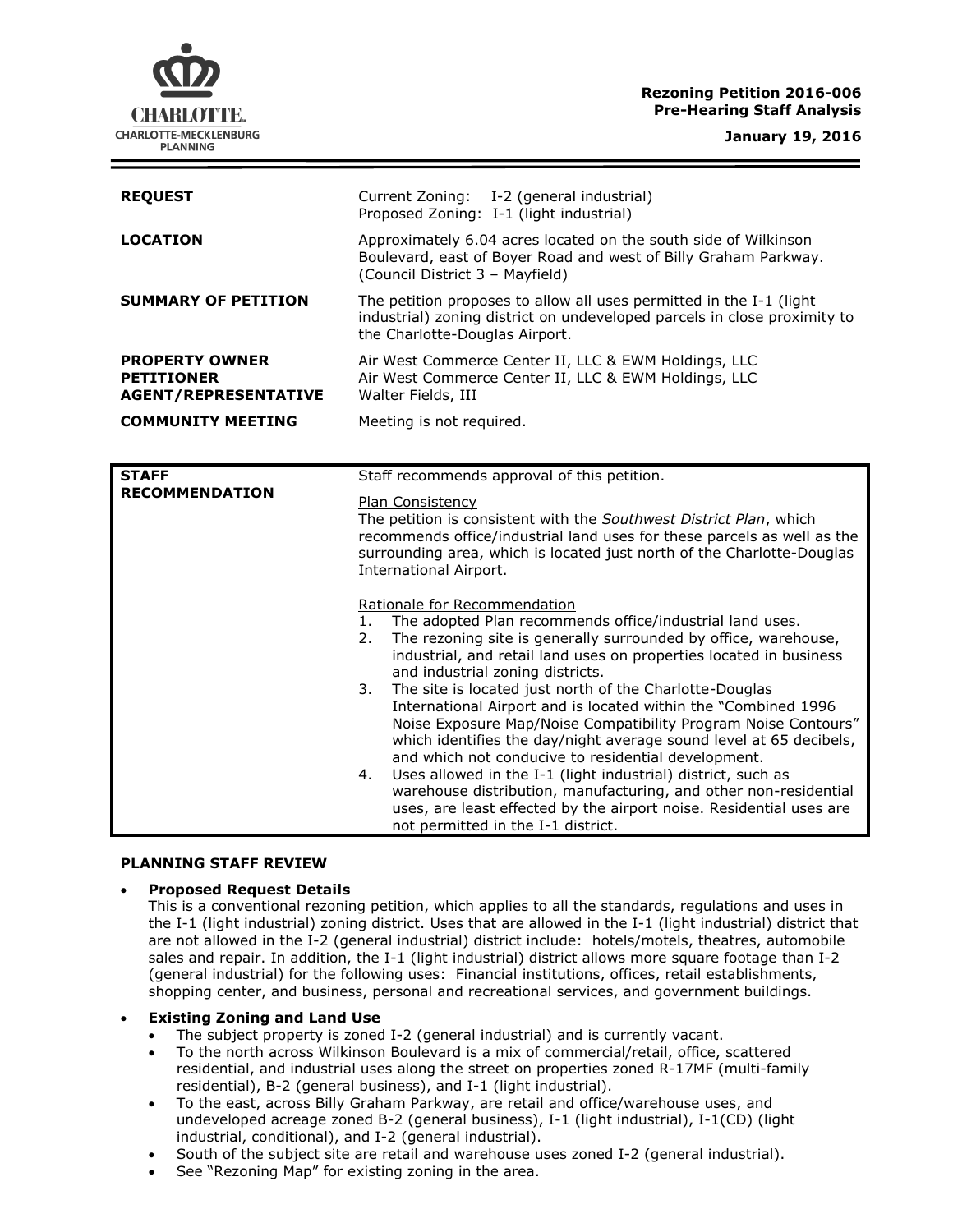CHARLOTTE.
CHARLOTTE-MECKLENBURG PLANNING

**Rezoning Petition 2016-006**
**Pre-Hearing Staff Analysis**

**January 19, 2016**

| | |
|---|---|
| **REQUEST** | Current Zoning: I-2 (general industrial)<br>Proposed Zoning: I-1 (light industrial) |
| **LOCATION** | Approximately 6.04 acres located on the south side of Wilkinson Boulevard, east of Boyer Road and west of Billy Graham Parkway. (Council District 3 – Mayfield) |
| **SUMMARY OF PETITION** | The petition proposes to allow all uses permitted in the I-1 (light industrial) zoning district on undeveloped parcels in close proximity to the Charlotte-Douglas Airport. |
| **PROPERTY OWNER**<br>**PETITIONER**<br>**AGENT/REPRESENTATIVE** | Air West Commerce Center II, LLC & EWM Holdings, LLC<br>Air West Commerce Center II, LLC & EWM Holdings, LLC<br>Walter Fields, III |
| **COMMUNITY MEETING** | Meeting is not required. |

| | |
|---|---|
| **STAFF RECOMMENDATION** | Staff recommends approval of this petition.<br><br>Plan Consistency<br>The petition is consistent with the *Southwest District Plan*, which recommends office/industrial land uses for these parcels as well as the surrounding area, which is located just north of the Charlotte-Douglas International Airport.<br><br>Rationale for Recommendation<br>1. The adopted Plan recommends office/industrial land uses.<br>2. The rezoning site is generally surrounded by office, warehouse, industrial, and retail land uses on properties located in business and industrial zoning districts.<br>3. The site is located just north of the Charlotte-Douglas International Airport and is located within the "Combined 1996 Noise Exposure Map/Noise Compatibility Program Noise Contours" which identifies the day/night average sound level at 65 decibels, and which not conducive to residential development.<br>4. Uses allowed in the I-1 (light industrial) district, such as warehouse distribution, manufacturing, and other non-residential uses, are least effected by the airport noise. Residential uses are not permitted in the I-1 district. |

## PLANNING STAFF REVIEW

- **Proposed Request Details**
  This is a conventional rezoning petition, which applies to all the standards, regulations and uses in the I-1 (light industrial) zoning district. Uses that are allowed in the I-1 (light industrial) district that are not allowed in the I-2 (general industrial) district include: hotels/motels, theatres, automobile sales and repair. In addition, the I-1 (light industrial) district allows more square footage than I-2 (general industrial) for the following uses: Financial institutions, offices, retail establishments, shopping center, and business, personal and recreational services, and government buildings.

- **Existing Zoning and Land Use**
  - The subject property is zoned I-2 (general industrial) and is currently vacant.
  - To the north across Wilkinson Boulevard is a mix of commercial/retail, office, scattered residential, and industrial uses along the street on properties zoned R-17MF (multi-family residential), B-2 (general business), and I-1 (light industrial).
  - To the east, across Billy Graham Parkway, are retail and office/warehouse uses, and undeveloped acreage zoned B-2 (general business), I-1 (light industrial), I-1(CD) (light industrial, conditional), and I-2 (general industrial).
  - South of the subject site are retail and warehouse uses zoned I-2 (general industrial).
  - See "Rezoning Map" for existing zoning in the area.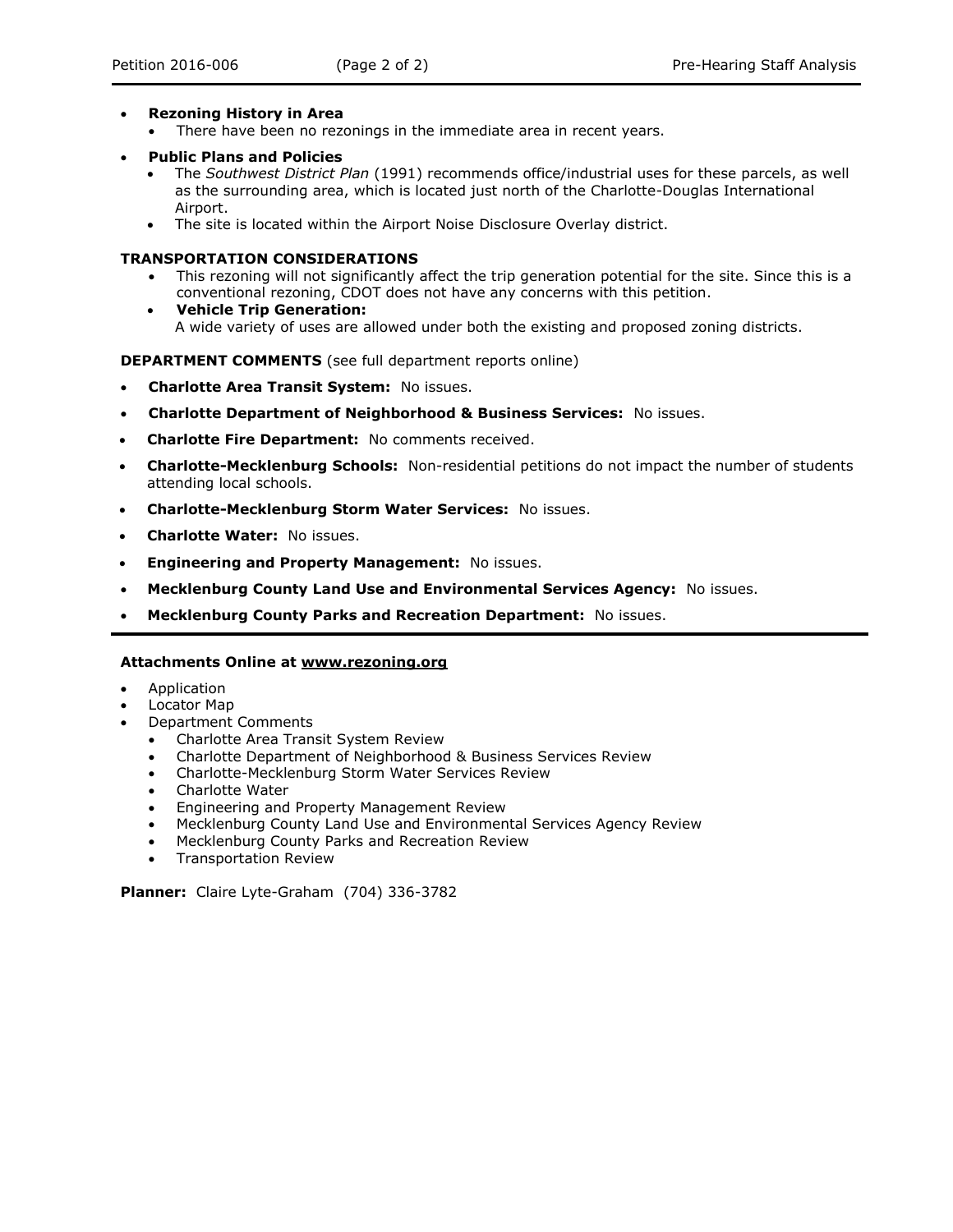- **Rezoning History in Area**
  - There have been no rezonings in the immediate area in recent years.
- **Public Plans and Policies**
  - The *Southwest District Plan* (1991) recommends office/industrial uses for these parcels, as well as the surrounding area, which is located just north of the Charlotte-Douglas International Airport.
  - The site is located within the Airport Noise Disclosure Overlay district.

**TRANSPORTATION CONSIDERATIONS**

- This rezoning will not significantly affect the trip generation potential for the site. Since this is a conventional rezoning, CDOT does not have any concerns with this petition.
- **Vehicle Trip Generation:**
  A wide variety of uses are allowed under both the existing and proposed zoning districts.

**DEPARTMENT COMMENTS** (see full department reports online)

- **Charlotte Area Transit System:** No issues.
- **Charlotte Department of Neighborhood & Business Services:** No issues.
- **Charlotte Fire Department:** No comments received.
- **Charlotte-Mecklenburg Schools:** Non-residential petitions do not impact the number of students attending local schools.
- **Charlotte-Mecklenburg Storm Water Services:** No issues.
- **Charlotte Water:** No issues.
- **Engineering and Property Management:** No issues.
- **Mecklenburg County Land Use and Environmental Services Agency:** No issues.
- **Mecklenburg County Parks and Recreation Department:** No issues.

---

**Attachments Online at www.rezoning.org**

- Application
- Locator Map
- Department Comments
  - Charlotte Area Transit System Review
  - Charlotte Department of Neighborhood & Business Services Review
  - Charlotte-Mecklenburg Storm Water Services Review
  - Charlotte Water
  - Engineering and Property Management Review
  - Mecklenburg County Land Use and Environmental Services Agency Review
  - Mecklenburg County Parks and Recreation Review
  - Transportation Review

**Planner:** Claire Lyte-Graham (704) 336-3782